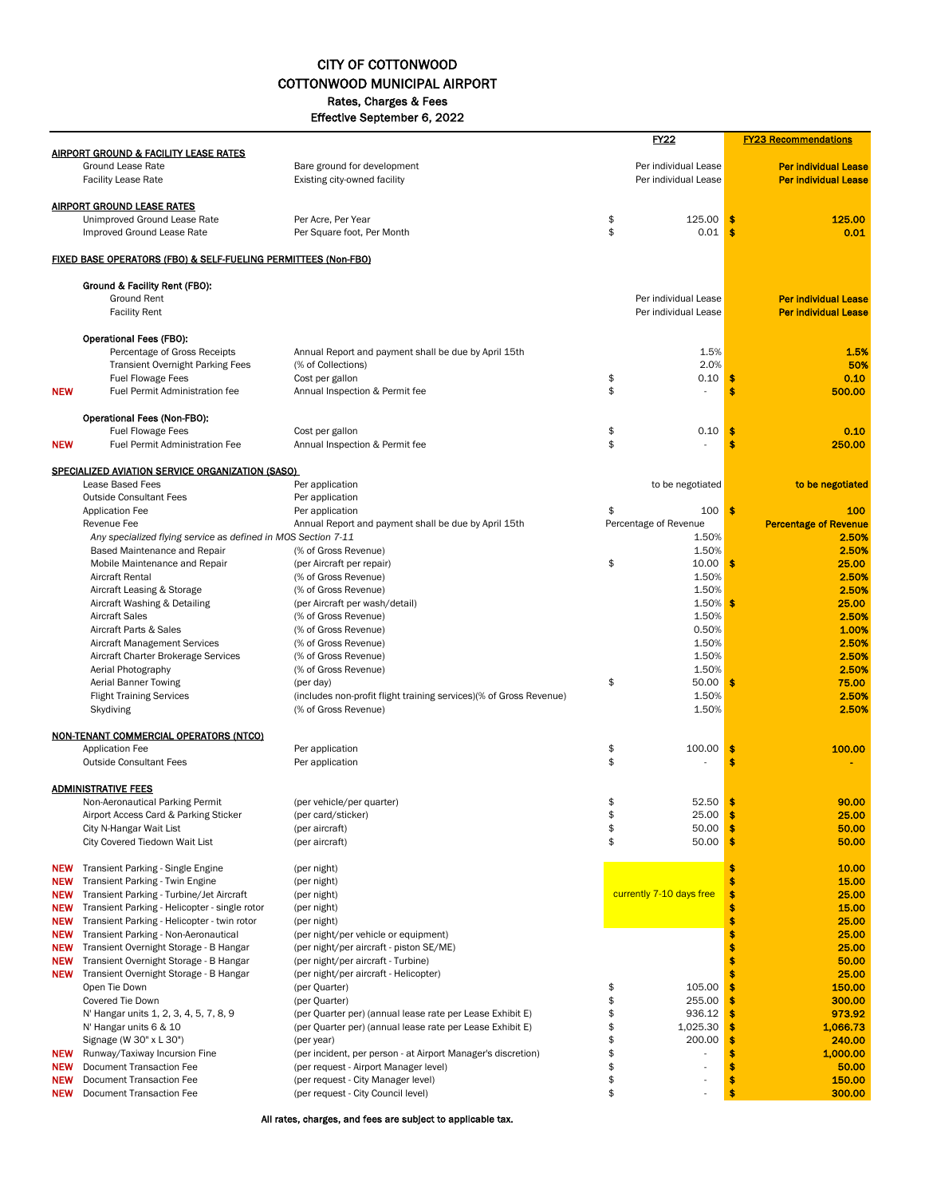# CITY OF COTTONWOOD

## COTTONWOOD MUNICIPAL AIRPORT

### Rates, Charges & Fees

### Effective September 6, 2022

| | Item | Description | FY22 | FY23 Recommendations |
|---|---|---|---|---|
| | **AIRPORT GROUND & FACILITY LEASE RATES** | | | |
| | Ground Lease Rate | Bare ground for development | Per individual Lease | Per individual Lease |
| | Facility Lease Rate | Existing city-owned facility | Per individual Lease | Per individual Lease |
| | **AIRPORT GROUND LEASE RATES** | | | |
| | Unimproved Ground Lease Rate | Per Acre, Per Year | $ 125.00 | $ 125.00 |
| | Improved Ground Lease Rate | Per Square foot, Per Month | $ 0.01 | $ 0.01 |
| | **FIXED BASE OPERATORS (FBO) & SELF-FUELING PERMITTEES (Non-FBO)** | | | |
| | **Ground & Facility Rent (FBO):** | | | |
| | Ground Rent | | Per individual Lease | Per individual Lease |
| | Facility Rent | | Per individual Lease | Per individual Lease |
| | **Operational Fees (FBO):** | | | |
| | Percentage of Gross Receipts | Annual Report and payment shall be due by April 15th | 1.5% | 1.5% |
| | Transient Overnight Parking Fees | (% of Collections) | 2.0% | 50% |
| | Fuel Flowage Fees | Cost per gallon | $ 0.10 | $ 0.10 |
| NEW | Fuel Permit Administration fee | Annual Inspection & Permit fee | $ - | $ 500.00 |
| | **Operational Fees (Non-FBO):** | | | |
| | Fuel Flowage Fees | Cost per gallon | $ 0.10 | $ 0.10 |
| NEW | Fuel Permit Administration Fee | Annual Inspection & Permit fee | $ - | $ 250.00 |
| | **SPECIALIZED AVIATION SERVICE ORGANIZATION (SASO)** | | | |
| | Lease Based Fees | Per application | to be negotiated | to be negotiated |
| | Outside Consultant Fees | Per application | | |
| | Application Fee | Per application | $ 100 | $ 100 |
| | Revenue Fee | Annual Report and payment shall be due by April 15th | Percentage of Revenue | Percentage of Revenue |
| | *Any specialized flying service as defined in MOS Section 7-11* | | 1.50% | 2.50% |
| | Based Maintenance and Repair | (% of Gross Revenue) | 1.50% | 2.50% |
| | Mobile Maintenance and Repair | (per Aircraft per repair) | $ 10.00 | $ 25.00 |
| | Aircraft Rental | (% of Gross Revenue) | 1.50% | 2.50% |
| | Aircraft Leasing & Storage | (% of Gross Revenue) | 1.50% | 2.50% |
| | Aircraft Washing & Detailing | (per Aircraft per wash/detail) | 1.50% | $ 25.00 |
| | Aircraft Sales | (% of Gross Revenue) | 1.50% | 2.50% |
| | Aircraft Parts & Sales | (% of Gross Revenue) | 0.50% | 1.00% |
| | Aircraft Management Services | (% of Gross Revenue) | 1.50% | 2.50% |
| | Aircraft Charter Brokerage Services | (% of Gross Revenue) | 1.50% | 2.50% |
| | Aerial Photography | (% of Gross Revenue) | 1.50% | 2.50% |
| | Aerial Banner Towing | (per day) | $ 50.00 | $ 75.00 |
| | Flight Training Services | (includes non-profit flight training services)(% of Gross Revenue) | 1.50% | 2.50% |
| | Skydiving | (% of Gross Revenue) | 1.50% | 2.50% |
| | **NON-TENANT COMMERCIAL OPERATORS (NTCO)** | | | |
| | Application Fee | Per application | $ 100.00 | $ 100.00 |
| | Outside Consultant Fees | Per application | $ - | $ - |
| | **ADMINISTRATIVE FEES** | | | |
| | Non-Aeronautical Parking Permit | (per vehicle/per quarter) | $ 52.50 | $ 90.00 |
| | Airport Access Card & Parking Sticker | (per card/sticker) | $ 25.00 | $ 25.00 |
| | City N-Hangar Wait List | (per aircraft) | $ 50.00 | $ 50.00 |
| | City Covered Tiedown Wait List | (per aircraft) | $ 50.00 | $ 50.00 |
| NEW | Transient Parking - Single Engine | (per night) | currently 7-10 days free | $ 10.00 |
| NEW | Transient Parking - Twin Engine | (per night) | currently 7-10 days free | $ 15.00 |
| NEW | Transient Parking - Turbine/Jet Aircraft | (per night) | currently 7-10 days free | $ 25.00 |
| NEW | Transient Parking - Helicopter - single rotor | (per night) | currently 7-10 days free | $ 15.00 |
| NEW | Transient Parking - Helicopter - twin rotor | (per night) | currently 7-10 days free | $ 25.00 |
| NEW | Transient Parking - Non-Aeronautical | (per night/per vehicle or equipment) | | $ 25.00 |
| NEW | Transient Overnight Storage - B Hangar | (per night/per aircraft - piston SE/ME) | | $ 25.00 |
| NEW | Transient Overnight Storage - B Hangar | (per night/per aircraft - Turbine) | | $ 50.00 |
| NEW | Transient Overnight Storage - B Hangar | (per night/per aircraft - Helicopter) | | $ 25.00 |
| | Open Tie Down | (per Quarter) | $ 105.00 | $ 150.00 |
| | Covered Tie Down | (per Quarter) | $ 255.00 | $ 300.00 |
| | N' Hangar units 1, 2, 3, 4, 5, 7, 8, 9 | (per Quarter per) (annual lease rate per Lease Exhibit E) | $ 936.12 | $ 973.92 |
| | N' Hangar units 6 & 10 | (per Quarter per) (annual lease rate per Lease Exhibit E) | $ 1,025.30 | $ 1,066.73 |
| | Signage (W 30" x L 30") | (per year) | $ 200.00 | $ 240.00 |
| NEW | Runway/Taxiway Incursion Fine | (per incident, per person - at Airport Manager's discretion) | $ - | $ 1,000.00 |
| NEW | Document Transaction Fee | (per request - Airport Manager level) | $ - | $ 50.00 |
| NEW | Document Transaction Fee | (per request - City Manager level) | $ - | $ 150.00 |
| NEW | Document Transaction Fee | (per request - City Council level) | $ - | $ 300.00 |

**All rates, charges, and fees are subject to applicable tax.**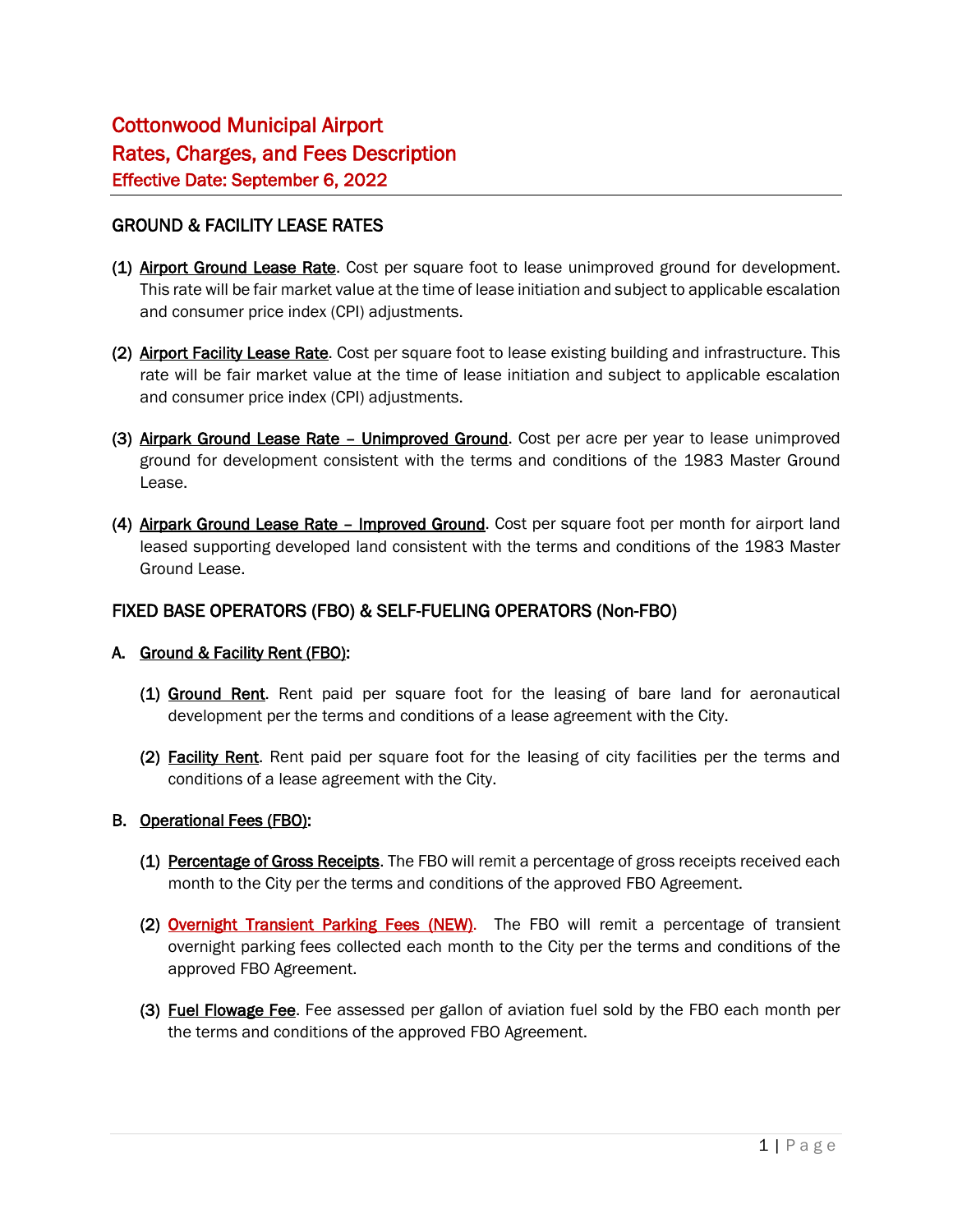# Cottonwood Municipal Airport
# Rates, Charges, and Fees Description
### Effective Date: September 6, 2022

## GROUND & FACILITY LEASE RATES

**(1)** **Airport Ground Lease Rate**. Cost per square foot to lease unimproved ground for development. This rate will be fair market value at the time of lease initiation and subject to applicable escalation and consumer price index (CPI) adjustments.

**(2)** **Airport Facility Lease Rate**. Cost per square foot to lease existing building and infrastructure. This rate will be fair market value at the time of lease initiation and subject to applicable escalation and consumer price index (CPI) adjustments.

**(3)** **Airpark Ground Lease Rate – Unimproved Ground**. Cost per acre per year to lease unimproved ground for development consistent with the terms and conditions of the 1983 Master Ground Lease.

**(4)** **Airpark Ground Lease Rate – Improved Ground**. Cost per square foot per month for airport land leased supporting developed land consistent with the terms and conditions of the 1983 Master Ground Lease.

## FIXED BASE OPERATORS (FBO) & SELF-FUELING OPERATORS (Non-FBO)

**A.** **Ground & Facility Rent (FBO):**

**(1)** **Ground Rent**. Rent paid per square foot for the leasing of bare land for aeronautical development per the terms and conditions of a lease agreement with the City.

**(2)** **Facility Rent**. Rent paid per square foot for the leasing of city facilities per the terms and conditions of a lease agreement with the City.

**B.** **Operational Fees (FBO):**

**(1)** **Percentage of Gross Receipts**. The FBO will remit a percentage of gross receipts received each month to the City per the terms and conditions of the approved FBO Agreement.

**(2)** **Overnight Transient Parking Fees (NEW)**. The FBO will remit a percentage of transient overnight parking fees collected each month to the City per the terms and conditions of the approved FBO Agreement.

**(3)** **Fuel Flowage Fee**. Fee assessed per gallon of aviation fuel sold by the FBO each month per the terms and conditions of the approved FBO Agreement.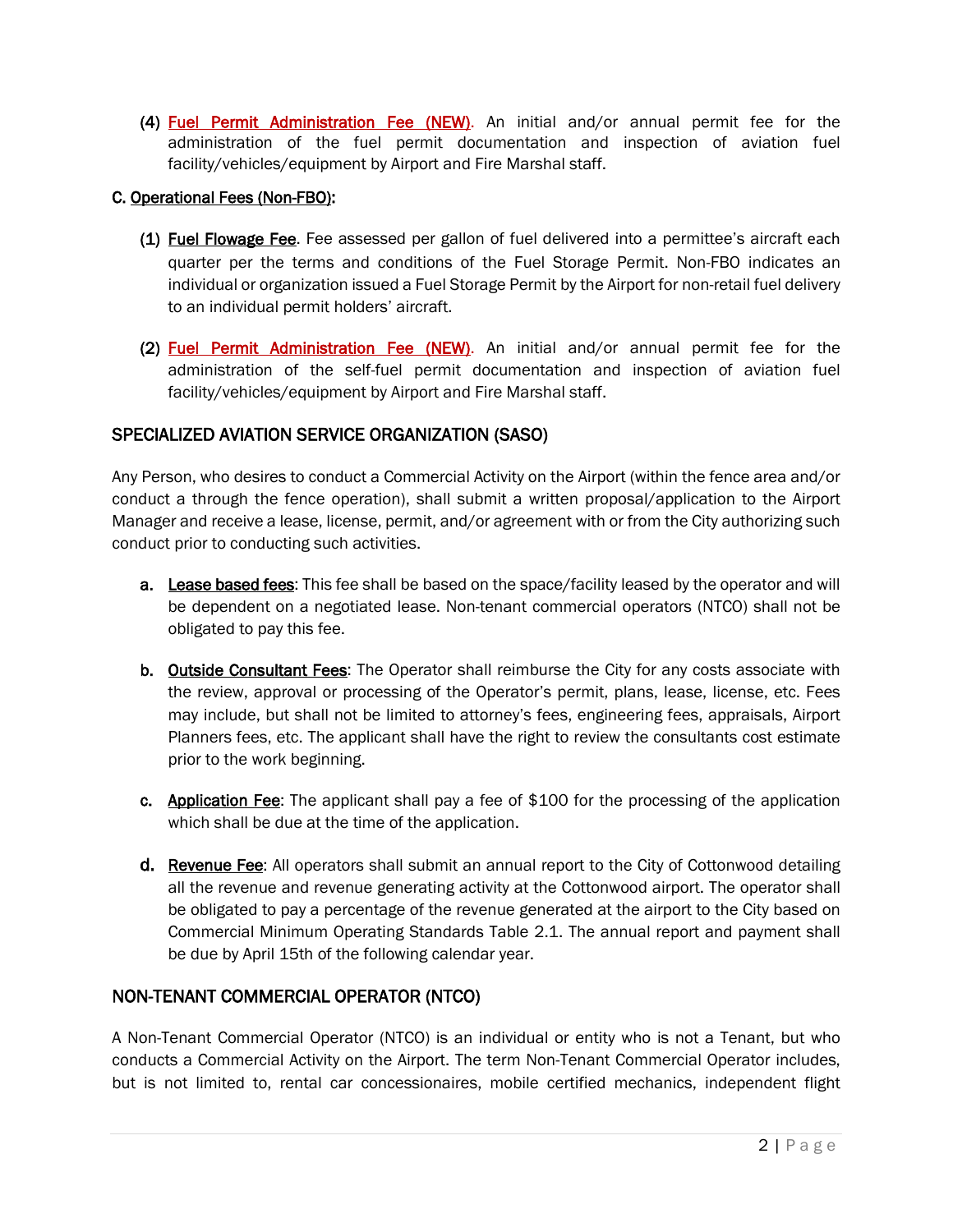(4) Fuel Permit Administration Fee (NEW). An initial and/or annual permit fee for the administration of the fuel permit documentation and inspection of aviation fuel facility/vehicles/equipment by Airport and Fire Marshal staff.

**C. Operational Fees (Non-FBO):**

(1) Fuel Flowage Fee. Fee assessed per gallon of fuel delivered into a permittee's aircraft each quarter per the terms and conditions of the Fuel Storage Permit. Non-FBO indicates an individual or organization issued a Fuel Storage Permit by the Airport for non-retail fuel delivery to an individual permit holders' aircraft.

(2) Fuel Permit Administration Fee (NEW). An initial and/or annual permit fee for the administration of the self-fuel permit documentation and inspection of aviation fuel facility/vehicles/equipment by Airport and Fire Marshal staff.

## SPECIALIZED AVIATION SERVICE ORGANIZATION (SASO)

Any Person, who desires to conduct a Commercial Activity on the Airport (within the fence area and/or conduct a through the fence operation), shall submit a written proposal/application to the Airport Manager and receive a lease, license, permit, and/or agreement with or from the City authorizing such conduct prior to conducting such activities.

a. Lease based fees: This fee shall be based on the space/facility leased by the operator and will be dependent on a negotiated lease. Non-tenant commercial operators (NTCO) shall not be obligated to pay this fee.

b. Outside Consultant Fees: The Operator shall reimburse the City for any costs associate with the review, approval or processing of the Operator's permit, plans, lease, license, etc. Fees may include, but shall not be limited to attorney's fees, engineering fees, appraisals, Airport Planners fees, etc. The applicant shall have the right to review the consultants cost estimate prior to the work beginning.

c. Application Fee: The applicant shall pay a fee of $100 for the processing of the application which shall be due at the time of the application.

d. Revenue Fee: All operators shall submit an annual report to the City of Cottonwood detailing all the revenue and revenue generating activity at the Cottonwood airport. The operator shall be obligated to pay a percentage of the revenue generated at the airport to the City based on Commercial Minimum Operating Standards Table 2.1. The annual report and payment shall be due by April 15th of the following calendar year.

## NON-TENANT COMMERCIAL OPERATOR (NTCO)

A Non-Tenant Commercial Operator (NTCO) is an individual or entity who is not a Tenant, but who conducts a Commercial Activity on the Airport. The term Non-Tenant Commercial Operator includes, but is not limited to, rental car concessionaires, mobile certified mechanics, independent flight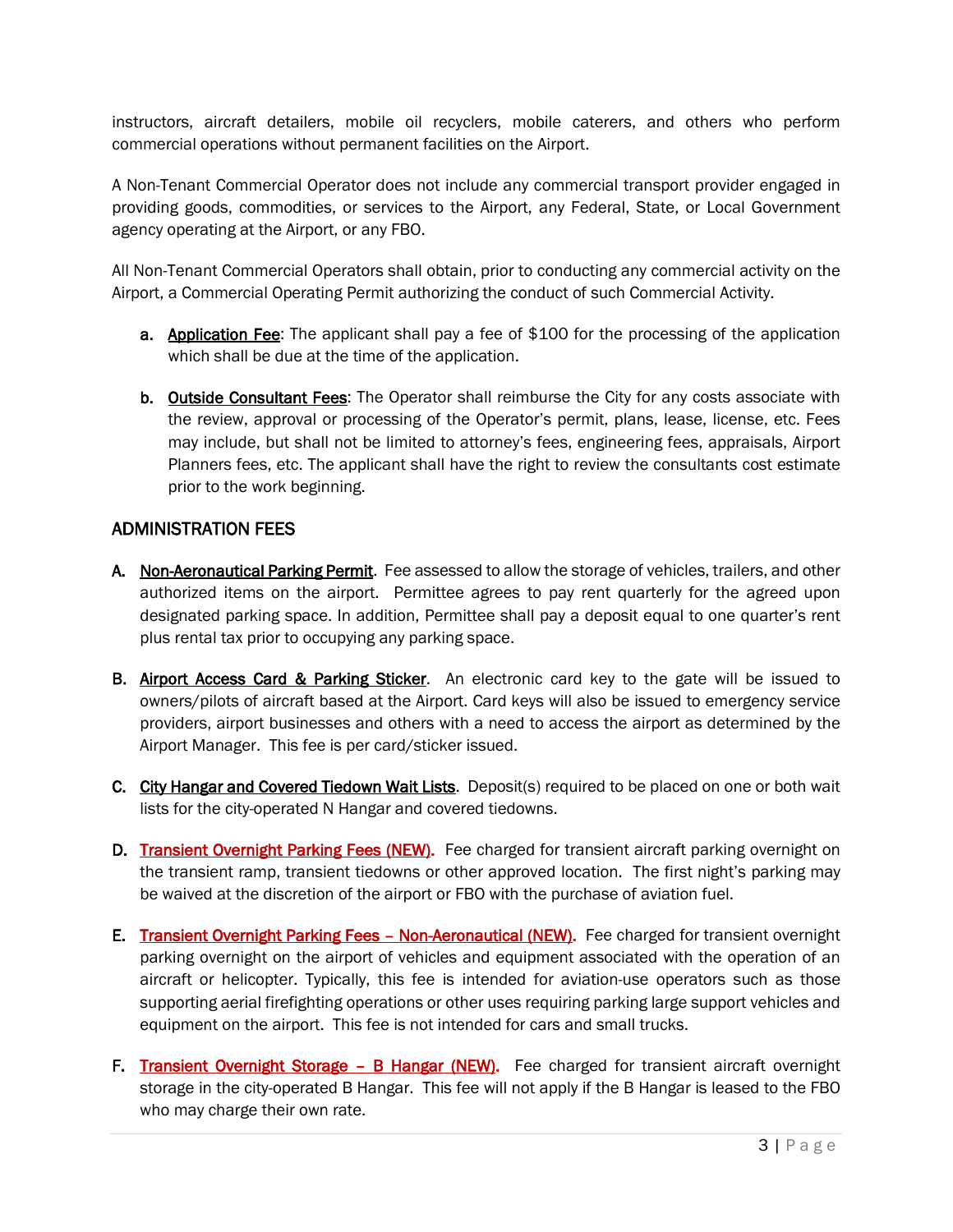instructors, aircraft detailers, mobile oil recyclers, mobile caterers, and others who perform commercial operations without permanent facilities on the Airport.

A Non-Tenant Commercial Operator does not include any commercial transport provider engaged in providing goods, commodities, or services to the Airport, any Federal, State, or Local Government agency operating at the Airport, or any FBO.

All Non-Tenant Commercial Operators shall obtain, prior to conducting any commercial activity on the Airport, a Commercial Operating Permit authorizing the conduct of such Commercial Activity.

a. **Application Fee**: The applicant shall pay a fee of $100 for the processing of the application which shall be due at the time of the application.

b. **Outside Consultant Fees**: The Operator shall reimburse the City for any costs associate with the review, approval or processing of the Operator's permit, plans, lease, license, etc. Fees may include, but shall not be limited to attorney's fees, engineering fees, appraisals, Airport Planners fees, etc. The applicant shall have the right to review the consultants cost estimate prior to the work beginning.

## ADMINISTRATION FEES

A. **Non-Aeronautical Parking Permit**. Fee assessed to allow the storage of vehicles, trailers, and other authorized items on the airport. Permittee agrees to pay rent quarterly for the agreed upon designated parking space. In addition, Permittee shall pay a deposit equal to one quarter's rent plus rental tax prior to occupying any parking space.

B. **Airport Access Card & Parking Sticker**. An electronic card key to the gate will be issued to owners/pilots of aircraft based at the Airport. Card keys will also be issued to emergency service providers, airport businesses and others with a need to access the airport as determined by the Airport Manager. This fee is per card/sticker issued.

C. **City Hangar and Covered Tiedown Wait Lists**. Deposit(s) required to be placed on one or both wait lists for the city-operated N Hangar and covered tiedowns.

D. **Transient Overnight Parking Fees (NEW)**. Fee charged for transient aircraft parking overnight on the transient ramp, transient tiedowns or other approved location. The first night's parking may be waived at the discretion of the airport or FBO with the purchase of aviation fuel.

E. **Transient Overnight Parking Fees – Non-Aeronautical (NEW)**. Fee charged for transient overnight parking overnight on the airport of vehicles and equipment associated with the operation of an aircraft or helicopter. Typically, this fee is intended for aviation-use operators such as those supporting aerial firefighting operations or other uses requiring parking large support vehicles and equipment on the airport. This fee is not intended for cars and small trucks.

F. **Transient Overnight Storage – B Hangar (NEW)**. Fee charged for transient aircraft overnight storage in the city-operated B Hangar. This fee will not apply if the B Hangar is leased to the FBO who may charge their own rate.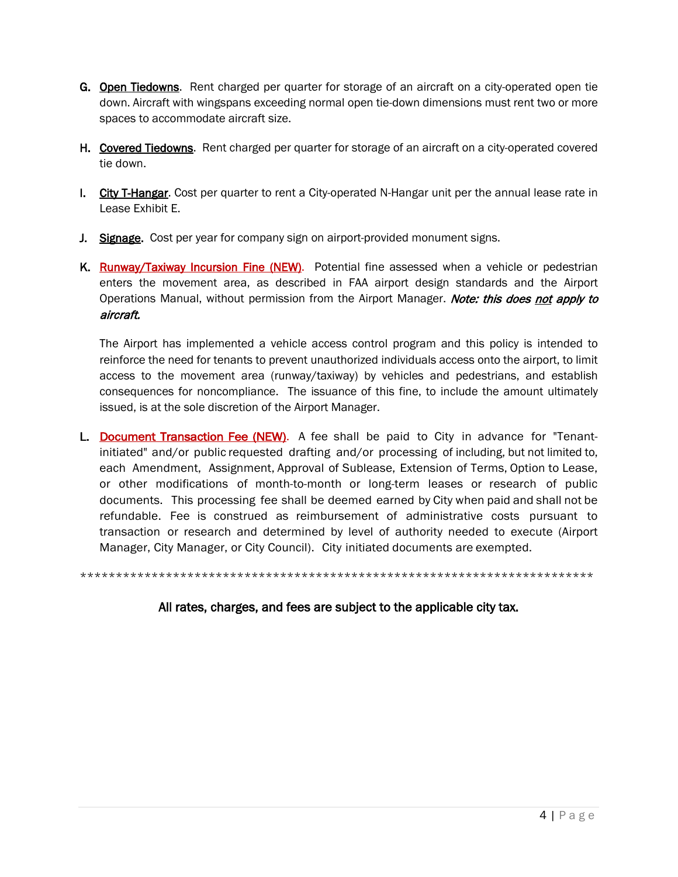G. **Open Tiedowns**. Rent charged per quarter for storage of an aircraft on a city-operated open tie down. Aircraft with wingspans exceeding normal open tie-down dimensions must rent two or more spaces to accommodate aircraft size.

H. **Covered Tiedowns**. Rent charged per quarter for storage of an aircraft on a city-operated covered tie down.

I. **City T-Hangar**. Cost per quarter to rent a City-operated N-Hangar unit per the annual lease rate in Lease Exhibit E.

J. **Signage**. Cost per year for company sign on airport-provided monument signs.

K. **Runway/Taxiway Incursion Fine (NEW)**. Potential fine assessed when a vehicle or pedestrian enters the movement area, as described in FAA airport design standards and the Airport Operations Manual, without permission from the Airport Manager. ***Note: this does not apply to aircraft.***

   The Airport has implemented a vehicle access control program and this policy is intended to reinforce the need for tenants to prevent unauthorized individuals access onto the airport, to limit access to the movement area (runway/taxiway) by vehicles and pedestrians, and establish consequences for noncompliance. The issuance of this fine, to include the amount ultimately issued, is at the sole discretion of the Airport Manager.

L. **Document Transaction Fee (NEW)**. A fee shall be paid to City in advance for "Tenant-initiated" and/or public requested drafting and/or processing of including, but not limited to, each Amendment, Assignment, Approval of Sublease, Extension of Terms, Option to Lease, or other modifications of month-to-month or long-term leases or research of public documents. This processing fee shall be deemed earned by City when paid and shall not be refundable. Fee is construed as reimbursement of administrative costs pursuant to transaction or research and determined by level of authority needed to execute (Airport Manager, City Manager, or City Council). City initiated documents are exempted.

******************************************************************************

**All rates, charges, and fees are subject to the applicable city tax.**